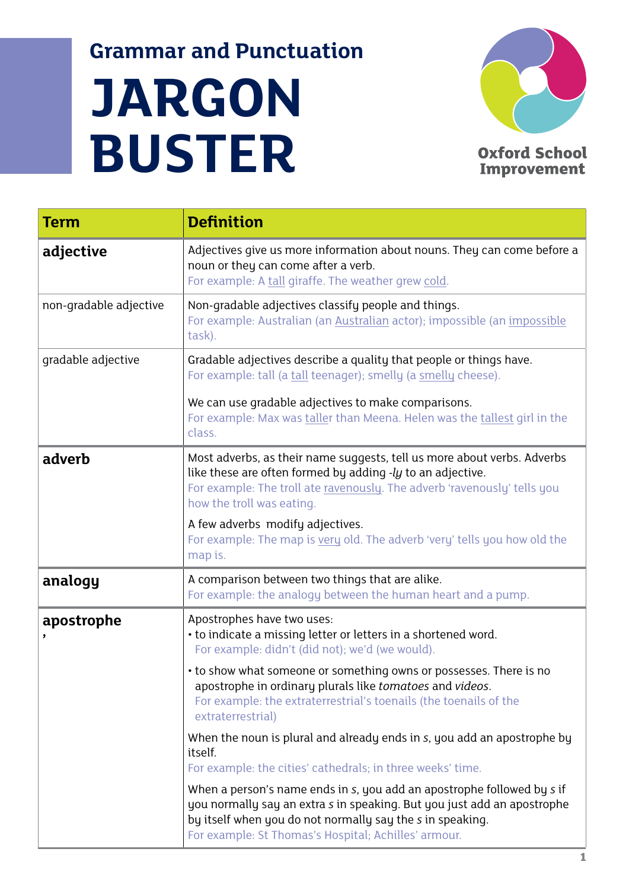## Grammar and Punctuation

# JARGON BUSTER

Oxford School Improvement

| Term | Definition |
|---|---|
| **adjective** | Adjectives give us more information about nouns. They can come before a noun or they can come after a verb.<br>For example: A <u>tall</u> giraffe. The weather grew <u>cold</u>. |
| non-gradable adjective | Non-gradable adjectives classify people and things.<br>For example: Australian (an <u>Australian</u> actor); impossible (an <u>impossible</u> task). |
| gradable adjective | Gradable adjectives describe a quality that people or things have.<br>For example: tall (a <u>tall</u> teenager); smelly (a <u>smelly</u> cheese).<br><br>We can use gradable adjectives to make comparisons.<br>For example: Max was <u>taller</u> than Meena. Helen was the <u>tallest</u> girl in the class. |
| **adverb** | Most adverbs, as their name suggests, tell us more about verbs. Adverbs like these are often formed by adding *-ly* to an adjective.<br>For example: The troll ate <u>ravenously</u>. The adverb 'ravenously' tells you how the troll was eating.<br><br>A few adverbs modify adjectives.<br>For example: The map is <u>very</u> old. The adverb 'very' tells you how old the map is. |
| **analogy** | A comparison between two things that are alike.<br>For example: the analogy between the human heart and a pump. |
| **apostrophe**<br>**'** | Apostrophes have two uses:<br>• to indicate a missing letter or letters in a shortened word.<br>For example: didn't (did not); we'd (we would).<br><br>• to show what someone or something owns or possesses. There is no apostrophe in ordinary plurals like *tomatoes* and *videos*.<br>For example: the extraterrestrial's toenails (the toenails of the extraterrestrial)<br><br>When the noun is plural and already ends in *s*, you add an apostrophe by itself.<br>For example: the cities' cathedrals; in three weeks' time.<br><br>When a person's name ends in *s*, you add an apostrophe followed by *s* if you normally say an extra *s* in speaking. But you just add an apostrophe by itself when you do not normally say the *s* in speaking.<br>For example: St Thomas's Hospital; Achilles' armour. |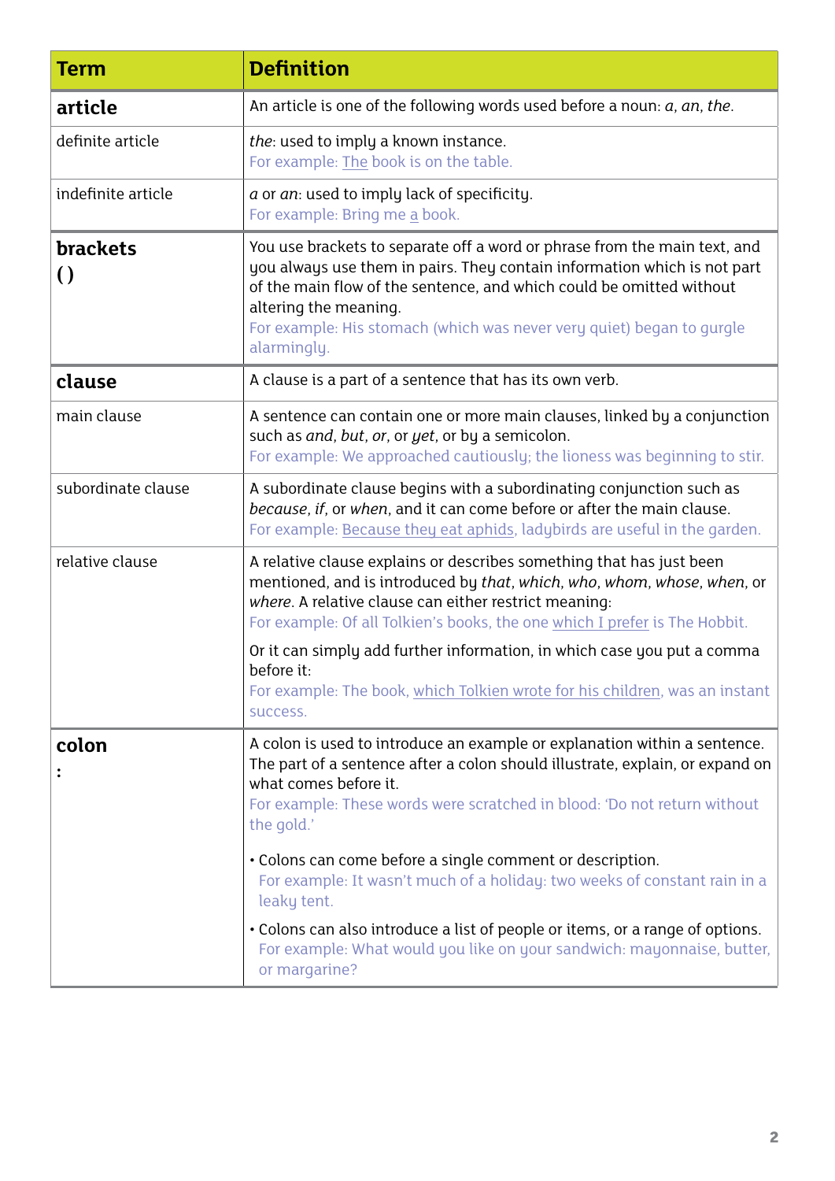| Term | Definition |
|---|---|
| **article** | An article is one of the following words used before a noun: *a*, *an*, *the*. |
| definite article | *the*: used to imply a known instance.<br>For example: The book is on the table. |
| indefinite article | *a* or *an*: used to imply lack of specificity.<br>For example: Bring me a book. |
| **brackets**<br>**( )** | You use brackets to separate off a word or phrase from the main text, and you always use them in pairs. They contain information which is not part of the main flow of the sentence, and which could be omitted without altering the meaning.<br>For example: His stomach (which was never very quiet) began to gurgle alarmingly. |
| **clause** | A clause is a part of a sentence that has its own verb. |
| main clause | A sentence can contain one or more main clauses, linked by a conjunction such as *and*, *but*, *or*, or *yet*, or by a semicolon.<br>For example: We approached cautiously; the lioness was beginning to stir. |
| subordinate clause | A subordinate clause begins with a subordinating conjunction such as *because*, *if*, or *when*, and it can come before or after the main clause.<br>For example: Because they eat aphids, ladybirds are useful in the garden. |
| relative clause | A relative clause explains or describes something that has just been mentioned, and is introduced by *that*, *which*, *who*, *whom*, *whose*, *when*, or *where*. A relative clause can either restrict meaning:<br>For example: Of all Tolkien's books, the one which I prefer is The Hobbit.<br>Or it can simply add further information, in which case you put a comma before it:<br>For example: The book, which Tolkien wrote for his children, was an instant success. |
| **colon**<br>**:** | A colon is used to introduce an example or explanation within a sentence. The part of a sentence after a colon should illustrate, explain, or expand on what comes before it.<br>For example: These words were scratched in blood: 'Do not return without the gold.'<br>• Colons can come before a single comment or description.<br>For example: It wasn't much of a holiday: two weeks of constant rain in a leaky tent.<br>• Colons can also introduce a list of people or items, or a range of options.<br>For example: What would you like on your sandwich: mayonnaise, butter, or margarine? |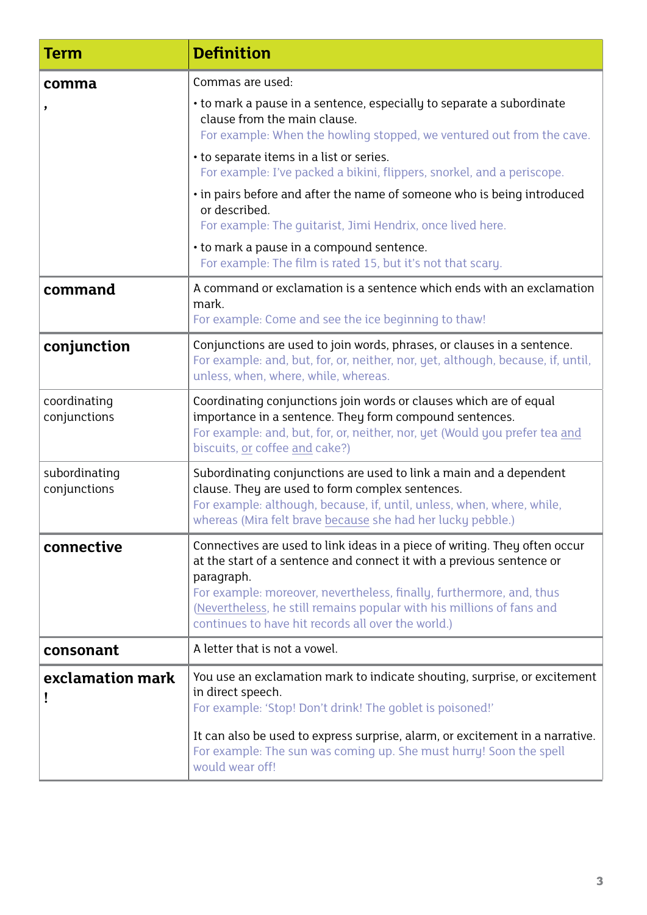| Term | Definition |
|---|---|
| **comma** ***,*** | Commas are used:<br>• to mark a pause in a sentence, especially to separate a subordinate clause from the main clause.<br>For example: When the howling stopped, we ventured out from the cave.<br>• to separate items in a list or series.<br>For example: I've packed a bikini, flippers, snorkel, and a periscope.<br>• in pairs before and after the name of someone who is being introduced or described.<br>For example: The guitarist, Jimi Hendrix, once lived here.<br>• to mark a pause in a compound sentence.<br>For example: The film is rated 15, but it's not that scary. |
| **command** | A command or exclamation is a sentence which ends with an exclamation mark.<br>For example: Come and see the ice beginning to thaw! |
| **conjunction** | Conjunctions are used to join words, phrases, or clauses in a sentence.<br>For example: and, but, for, or, neither, nor, yet, although, because, if, until, unless, when, where, while, whereas. |
| coordinating conjunctions | Coordinating conjunctions join words or clauses which are of equal importance in a sentence. They form compound sentences.<br>For example: and, but, for, or, neither, nor, yet (Would you prefer tea <u>and</u> biscuits, <u>or</u> coffee <u>and</u> cake?) |
| subordinating conjunctions | Subordinating conjunctions are used to link a main and a dependent clause. They are used to form complex sentences.<br>For example: although, because, if, until, unless, when, where, while, whereas (Mira felt brave <u>because</u> she had her lucky pebble.) |
| **connective** | Connectives are used to link ideas in a piece of writing. They often occur at the start of a sentence and connect it with a previous sentence or paragraph.<br>For example: moreover, nevertheless, finally, furthermore, and, thus (<u>Nevertheless</u>, he still remains popular with his millions of fans and continues to have hit records all over the world.) |
| **consonant** | A letter that is not a vowel. |
| **exclamation mark** **!** | You use an exclamation mark to indicate shouting, surprise, or excitement in direct speech.<br>For example: 'Stop! Don't drink! The goblet is poisoned!'<br><br>It can also be used to express surprise, alarm, or excitement in a narrative.<br>For example: The sun was coming up. She must hurry! Soon the spell would wear off! |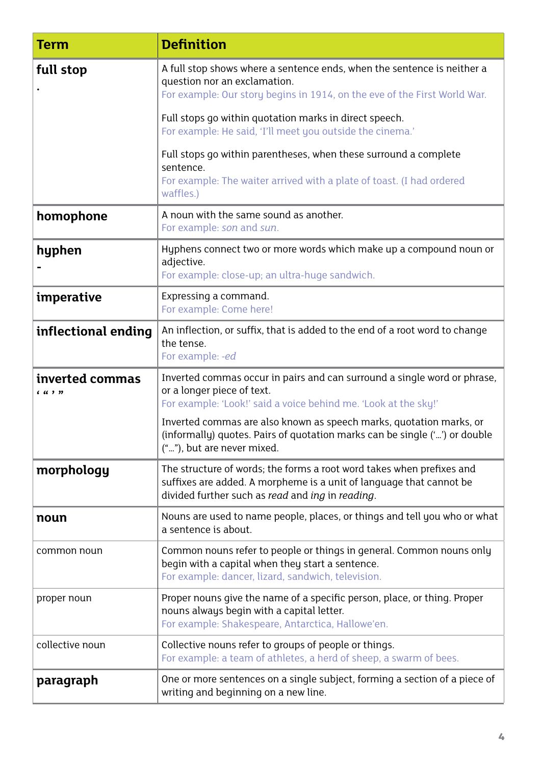| Term | Definition |
|---|---|
| **full stop** . | A full stop shows where a sentence ends, when the sentence is neither a question nor an exclamation. For example: Our story begins in 1914, on the eve of the First World War. Full stops go within quotation marks in direct speech. For example: He said, 'I'll meet you outside the cinema.' Full stops go within parentheses, when these surround a complete sentence. For example: The waiter arrived with a plate of toast. (I had ordered waffles.) |
| **homophone** | A noun with the same sound as another. For example: *son* and *sun*. |
| **hyphen** - | Hyphens connect two or more words which make up a compound noun or adjective. For example: close-up; an ultra-huge sandwich. |
| **imperative** | Expressing a command. For example: Come here! |
| **inflectional ending** | An inflection, or suffix, that is added to the end of a root word to change the tense. For example: *-ed* |
| **inverted commas** ' " ' " | Inverted commas occur in pairs and can surround a single word or phrase, or a longer piece of text. For example: 'Look!' said a voice behind me. 'Look at the sky!' Inverted commas are also known as speech marks, quotation marks, or (informally) quotes. Pairs of quotation marks can be single ('…') or double ("…"), but are never mixed. |
| **morphology** | The structure of words; the forms a root word takes when prefixes and suffixes are added. A morpheme is a unit of language that cannot be divided further such as *read* and *ing* in *reading*. |
| **noun** | Nouns are used to name people, places, or things and tell you who or what a sentence is about. |
| common noun | Common nouns refer to people or things in general. Common nouns only begin with a capital when they start a sentence. For example: dancer, lizard, sandwich, television. |
| proper noun | Proper nouns give the name of a specific person, place, or thing. Proper nouns always begin with a capital letter. For example: Shakespeare, Antarctica, Hallowe'en. |
| collective noun | Collective nouns refer to groups of people or things. For example: a team of athletes, a herd of sheep, a swarm of bees. |
| **paragraph** | One or more sentences on a single subject, forming a section of a piece of writing and beginning on a new line. |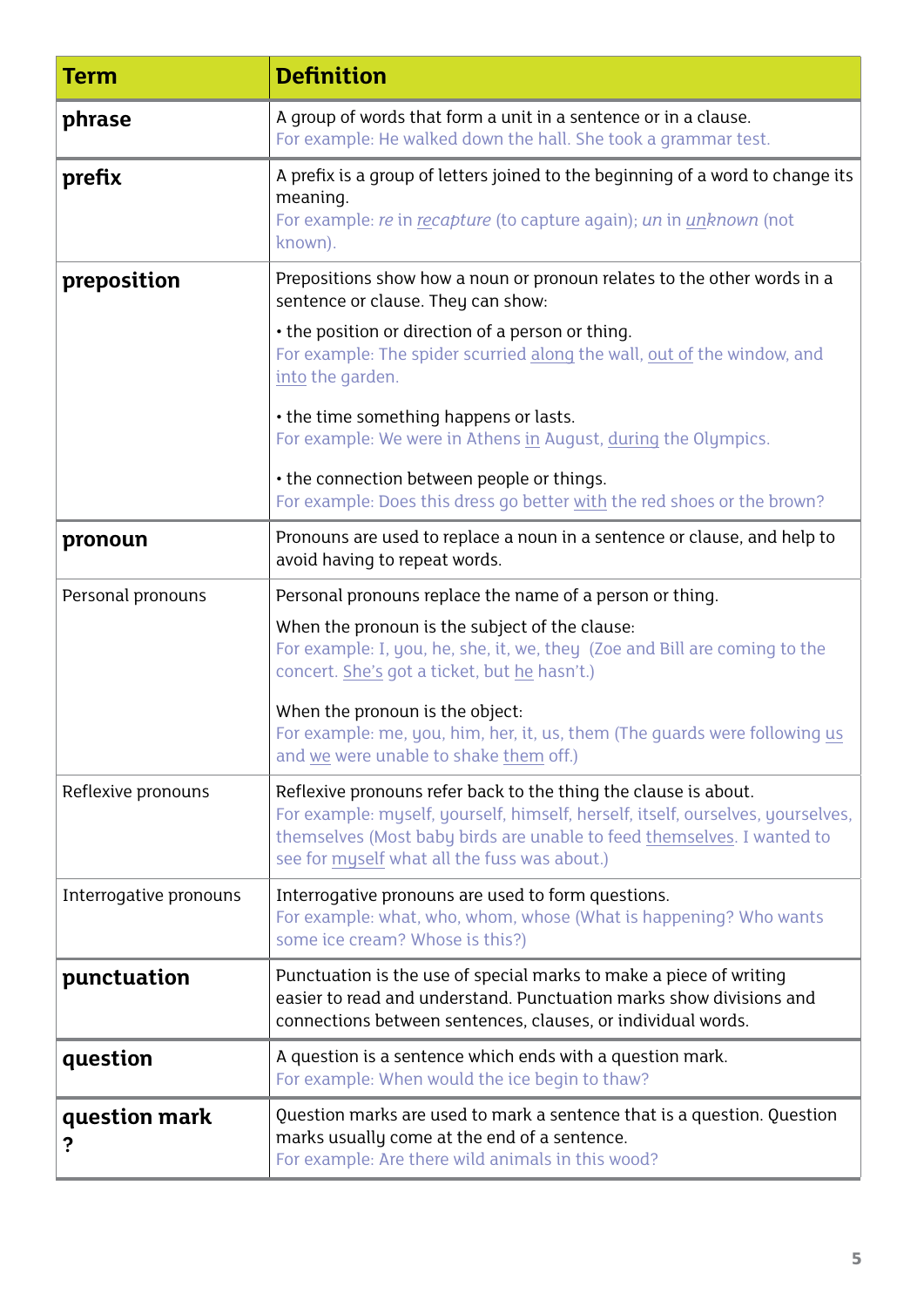| Term | Definition |
| --- | --- |
| **phrase** | A group of words that form a unit in a sentence or in a clause.<br>For example: He walked down the hall. She took a grammar test. |
| **prefix** | A prefix is a group of letters joined to the beginning of a word to change its meaning.<br>For example: *re* in *recapture* (to capture again); *un* in *unknown* (not known). |
| **preposition** | Prepositions show how a noun or pronoun relates to the other words in a sentence or clause. They can show:<br>• the position or direction of a person or thing.<br>For example: The spider scurried along the wall, out of the window, and into the garden.<br>• the time something happens or lasts.<br>For example: We were in Athens in August, during the Olympics.<br>• the connection between people or things.<br>For example: Does this dress go better with the red shoes or the brown? |
| **pronoun** | Pronouns are used to replace a noun in a sentence or clause, and help to avoid having to repeat words. |
| Personal pronouns | Personal pronouns replace the name of a person or thing.<br>When the pronoun is the subject of the clause:<br>For example: I, you, he, she, it, we, they (Zoe and Bill are coming to the concert. She's got a ticket, but he hasn't.)<br>When the pronoun is the object:<br>For example: me, you, him, her, it, us, them (The guards were following us and we were unable to shake them off.) |
| Reflexive pronouns | Reflexive pronouns refer back to the thing the clause is about.<br>For example: myself, yourself, himself, herself, itself, ourselves, yourselves, themselves (Most baby birds are unable to feed themselves. I wanted to see for myself what all the fuss was about.) |
| Interrogative pronouns | Interrogative pronouns are used to form questions.<br>For example: what, who, whom, whose (What is happening? Who wants some ice cream? Whose is this?) |
| **punctuation** | Punctuation is the use of special marks to make a piece of writing easier to read and understand. Punctuation marks show divisions and connections between sentences, clauses, or individual words. |
| **question** | A question is a sentence which ends with a question mark.<br>For example: When would the ice begin to thaw? |
| **question mark ?** | Question marks are used to mark a sentence that is a question. Question marks usually come at the end of a sentence.<br>For example: Are there wild animals in this wood? |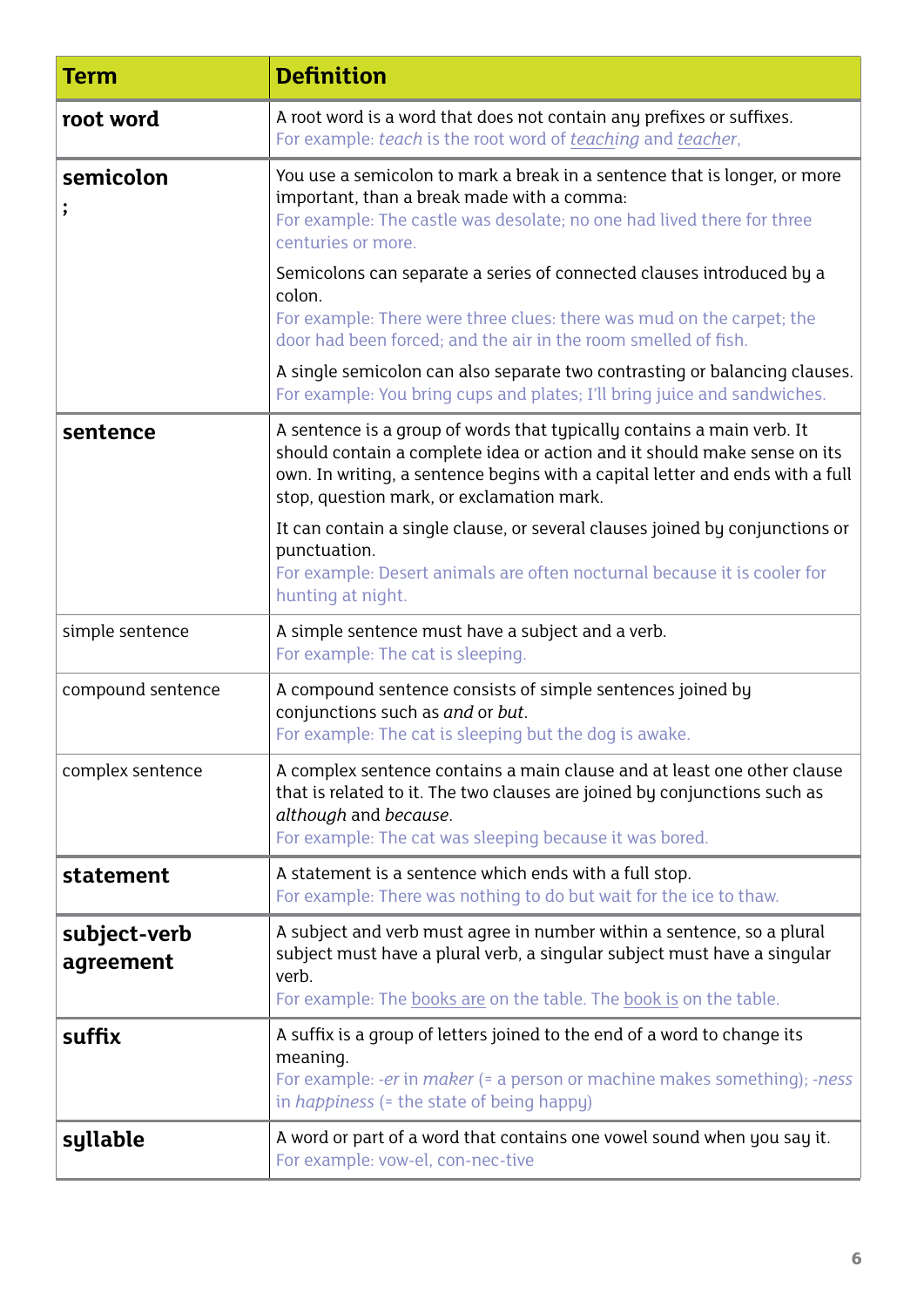| Term | Definition |
|---|---|
| **root word** | A root word is a word that does not contain any prefixes or suffixes.<br>For example: *teach* is the root word of *teaching* and *teacher*, |
| **semicolon**<br>**;** | You use a semicolon to mark a break in a sentence that is longer, or more important, than a break made with a comma:<br>For example: The castle was desolate; no one had lived there for three centuries or more.<br><br>Semicolons can separate a series of connected clauses introduced by a colon.<br>For example: There were three clues: there was mud on the carpet; the door had been forced; and the air in the room smelled of fish.<br><br>A single semicolon can also separate two contrasting or balancing clauses.<br>For example: You bring cups and plates; I'll bring juice and sandwiches. |
| **sentence** | A sentence is a group of words that typically contains a main verb. It should contain a complete idea or action and it should make sense on its own. In writing, a sentence begins with a capital letter and ends with a full stop, question mark, or exclamation mark.<br><br>It can contain a single clause, or several clauses joined by conjunctions or punctuation.<br>For example: Desert animals are often nocturnal because it is cooler for hunting at night. |
| simple sentence | A simple sentence must have a subject and a verb.<br>For example: The cat is sleeping. |
| compound sentence | A compound sentence consists of simple sentences joined by conjunctions such as *and* or *but*.<br>For example: The cat is sleeping but the dog is awake. |
| complex sentence | A complex sentence contains a main clause and at least one other clause that is related to it. The two clauses are joined by conjunctions such as *although* and *because*.<br>For example: The cat was sleeping because it was bored. |
| **statement** | A statement is a sentence which ends with a full stop.<br>For example: There was nothing to do but wait for the ice to thaw. |
| **subject-verb agreement** | A subject and verb must agree in number within a sentence, so a plural subject must have a plural verb, a singular subject must have a singular verb.<br>For example: The books are on the table. The book is on the table. |
| **suffix** | A suffix is a group of letters joined to the end of a word to change its meaning.<br>For example: *-er* in *maker* (= a person or machine makes something); *-ness* in *happiness* (= the state of being happy) |
| **syllable** | A word or part of a word that contains one vowel sound when you say it.<br>For example: vow-el, con-nec-tive |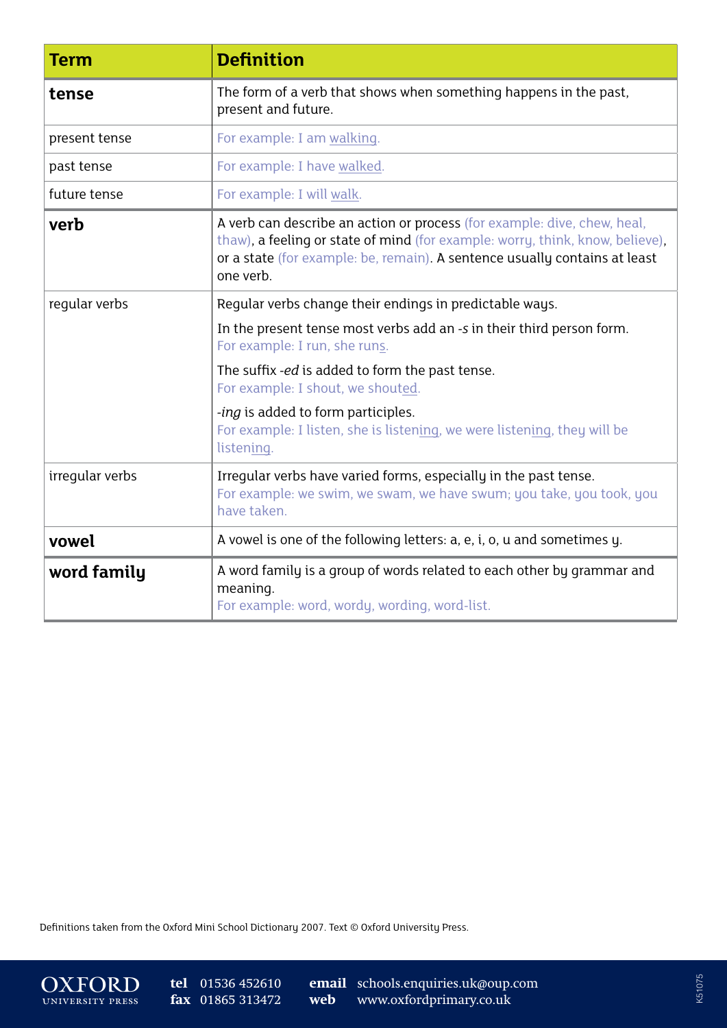| Term | Definition |
|---|---|
| **tense** | The form of a verb that shows when something happens in the past, present and future. |
| present tense | For example: I am walking. |
| past tense | For example: I have walked. |
| future tense | For example: I will walk. |
| **verb** | A verb can describe an action or process (for example: dive, chew, heal, thaw), a feeling or state of mind (for example: worry, think, know, believe), or a state (for example: be, remain). A sentence usually contains at least one verb. |
| regular verbs | Regular verbs change their endings in predictable ways. In the present tense most verbs add an *-s* in their third person form. For example: I run, she runs. The suffix *-ed* is added to form the past tense. For example: I shout, we shouted. *-ing* is added to form participles. For example: I listen, she is listening, we were listening, they will be listening. |
| irregular verbs | Irregular verbs have varied forms, especially in the past tense. For example: we swim, we swam, we have swum; you take, you took, you have taken. |
| **vowel** | A vowel is one of the following letters: a, e, i, o, u and sometimes y. |
| **word family** | A word family is a group of words related to each other by grammar and meaning. For example: word, wordy, wording, word-list. |

Definitions taken from the Oxford Mini School Dictionary 2007. Text © Oxford University Press.

OXFORD UNIVERSITY PRESS

**tel** 01536 452610
**fax** 01865 313472
**email** schools.enquiries.uk@oup.com
**web** www.oxfordprimary.co.uk

K51075